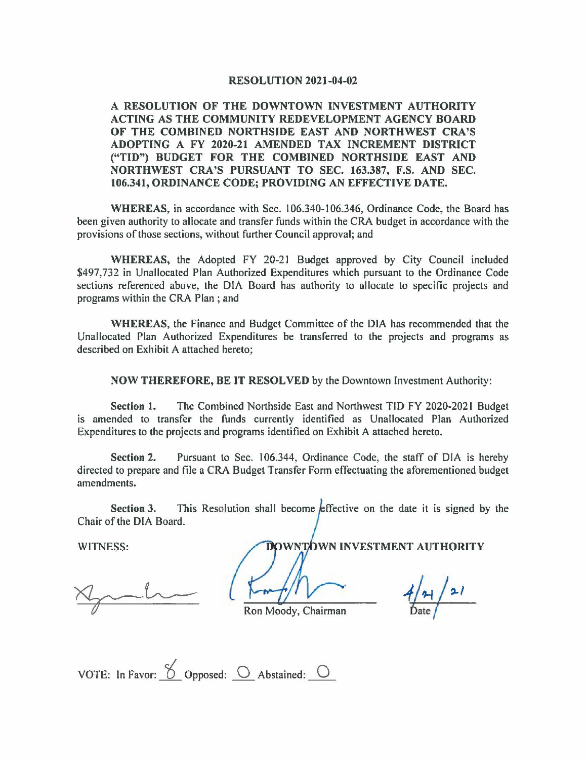# RESOLUTION 2021-04-02

**A RESOLUTION OF THE DOWNTOWN INVESTMENT AUTHORITY ACTING AS THE COMMUNITY REDEVELOPMENT AGENCY BOARD OF THE COMBINED NORTHSIDE EAST AND NORTHWEST CRA'S ADOPTING A FY 2020-21 AMENDED TAX INCREMENT DISTRICT ("TID") BUDGET FOR THE COMBINED NORTHSIDE EAST AND NORTHWEST CRA'S PURSUANT TO SEC. 163.387, F.S. AND SEC. 106.341, ORDINANCE CODE; PROVIDING AN EFFECTIVE DATE.**

**WHEREAS,** in accordance with Sec. 106.340-106.346, Ordinance Code, the Board has been given authority to allocate and transfer funds within the CRA budget in accordance with the provisions of those sections, without further Council approval; and

**WHEREAS,** the Adopted FY 20-21 Budget approved by City Council included $497,732 in Unallocated Plan Authorized Expenditures which pursuant to the Ordinance Code sections referenced above, the DIA Board has authority to allocate to specific projects and programs within the CRA Plan ; and

**WHEREAS,** the Finance and Budget Committee of the DIA has recommended that the Unallocated Plan Authorized Expenditures be transferred to the projects and programs as described on Exhibit A attached hereto;

**NOW THEREFORE, BE IT RESOLVED** by the Downtown Investment Authority:

**Section 1.** The Combined Northside East and Northwest TID FY 2020-2021 Budget is amended to transfer the funds currently identified as Unallocated Plan Authorized Expenditures to the projects and programs identified on Exhibit A attached hereto.

**Section 2.** Pursuant to Sec. 106.344, Ordinance Code, the staff of DIA is hereby directed to prepare and file a CRA Budget Transfer Form effectuating the aforementioned budget amendments.

**Section 3.** This Resolution shall become effective on the date it is signed by the Chair of the DIA Board.

WITNESS:

**DOWNTOWN INVESTMENT AUTHORITY**

Ron Moody, Chairman

4/21/21
Date

VOTE: In Favor: 8 Opposed: 0 Abstained: 0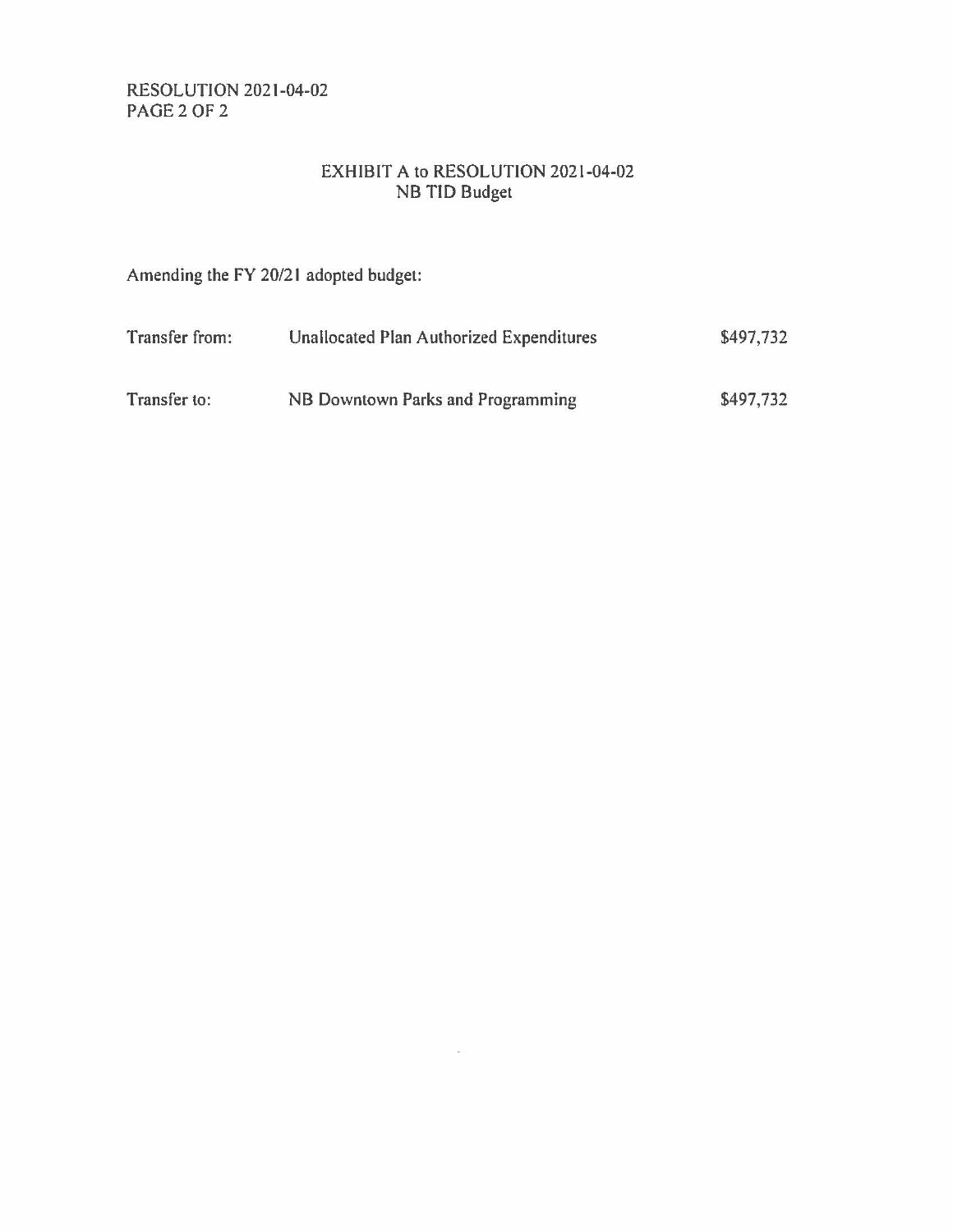## EXHIBIT A to RESOLUTION 2021-04-02
### NB TID Budget

Amending the FY 20/21 adopted budget:

| | | |
|---|---|---|
| Transfer from: | Unallocated Plan Authorized Expenditures | \$497,732 |
| Transfer to: | NB Downtown Parks and Programming | \$497,732 |